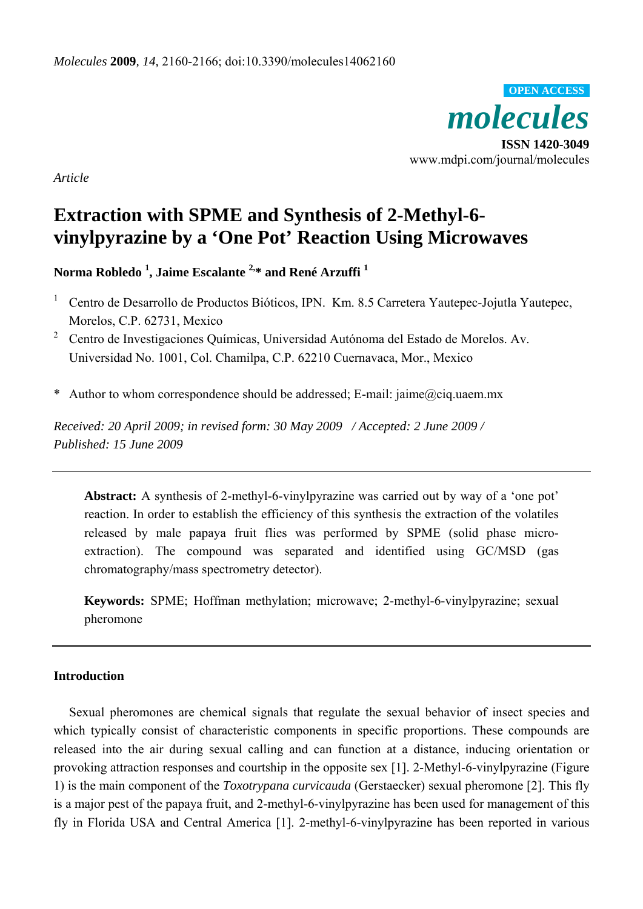*Article*

# Extraction with SPME and Synthesis of 2-Methyl-6-vinylpyrazine by a 'One Pot' Reaction Using Microwaves

**Norma Robledo [1], Jaime Escalante [2,*] and René Arzuffi [1]**

[1] Centro de Desarrollo de Productos Bióticos, IPN. Km. 8.5 Carretera Yautepec-Jojutla Yautepec, Morelos, C.P. 62731, Mexico

[2] Centro de Investigaciones Químicas, Universidad Autónoma del Estado de Morelos. Av. Universidad No. 1001, Col. Chamilpa, C.P. 62210 Cuernavaca, Mor., Mexico

\* Author to whom correspondence should be addressed; E-mail: jaime@ciq.uaem.mx

*Received: 20 April 2009; in revised form: 30 May 2009 / Accepted: 2 June 2009 / Published: 15 June 2009*

---

**Abstract:** A synthesis of 2-methyl-6-vinylpyrazine was carried out by way of a 'one pot' reaction. In order to establish the efficiency of this synthesis the extraction of the volatiles released by male papaya fruit flies was performed by SPME (solid phase micro-extraction). The compound was separated and identified using GC/MSD (gas chromatography/mass spectrometry detector).

**Keywords:** SPME; Hoffman methylation; microwave; 2-methyl-6-vinylpyrazine; sexual pheromone

---

## Introduction

Sexual pheromones are chemical signals that regulate the sexual behavior of insect species and which typically consist of characteristic components in specific proportions. These compounds are released into the air during sexual calling and can function at a distance, inducing orientation or provoking attraction responses and courtship in the opposite sex [1]. 2-Methyl-6-vinylpyrazine (Figure 1) is the main component of the *Toxotrypana curvicauda* (Gerstaecker) sexual pheromone [2]. This fly is a major pest of the papaya fruit, and 2-methyl-6-vinylpyrazine has been used for management of this fly in Florida USA and Central America [1]. 2-methyl-6-vinylpyrazine has been reported in various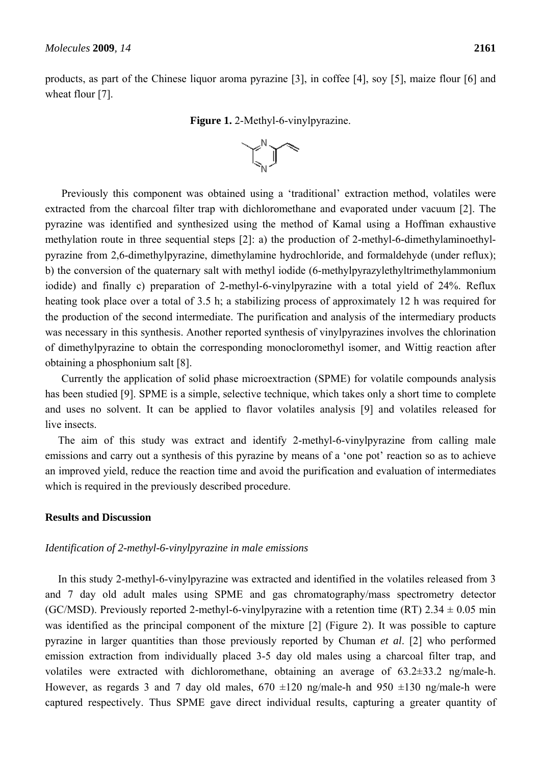products, as part of the Chinese liquor aroma pyrazine [3], in coffee [4], soy [5], maize flour [6] and wheat flour [7].

**Figure 1.** 2-Methyl-6-vinylpyrazine.

Previously this component was obtained using a 'traditional' extraction method, volatiles were extracted from the charcoal filter trap with dichloromethane and evaporated under vacuum [2]. The pyrazine was identified and synthesized using the method of Kamal using a Hoffman exhaustive methylation route in three sequential steps [2]: a) the production of 2-methyl-6-dimethylaminoethyl-pyrazine from 2,6-dimethylpyrazine, dimethylamine hydrochloride, and formaldehyde (under reflux); b) the conversion of the quaternary salt with methyl iodide (6-methylpyrazylethyltrimethylammonium iodide) and finally c) preparation of 2-methyl-6-vinylpyrazine with a total yield of 24%. Reflux heating took place over a total of 3.5 h; a stabilizing process of approximately 12 h was required for the production of the second intermediate. The purification and analysis of the intermediary products was necessary in this synthesis. Another reported synthesis of vinylpyrazines involves the chlorination of dimethylpyrazine to obtain the corresponding monocloromethyl isomer, and Wittig reaction after obtaining a phosphonium salt [8].

Currently the application of solid phase microextraction (SPME) for volatile compounds analysis has been studied [9]. SPME is a simple, selective technique, which takes only a short time to complete and uses no solvent. It can be applied to flavor volatiles analysis [9] and volatiles released for live insects.

The aim of this study was extract and identify 2-methyl-6-vinylpyrazine from calling male emissions and carry out a synthesis of this pyrazine by means of a 'one pot' reaction so as to achieve an improved yield, reduce the reaction time and avoid the purification and evaluation of intermediates which is required in the previously described procedure.

## Results and Discussion

### *Identification of 2-methyl-6-vinylpyrazine in male emissions*

In this study 2-methyl-6-vinylpyrazine was extracted and identified in the volatiles released from 3 and 7 day old adult males using SPME and gas chromatography/mass spectrometry detector (GC/MSD). Previously reported 2-methyl-6-vinylpyrazine with a retention time (RT) $2.34 \pm 0.05$ min was identified as the principal component of the mixture [2] (Figure 2). It was possible to capture pyrazine in larger quantities than those previously reported by Chuman *et al*. [2] who performed emission extraction from individually placed 3-5 day old males using a charcoal filter trap, and volatiles were extracted with dichloromethane, obtaining an average of $63.2 \pm 33.2$ ng/male-h. However, as regards 3 and 7 day old males, $670 \pm 120$ ng/male-h and $950 \pm 130$ ng/male-h were captured respectively. Thus SPME gave direct individual results, capturing a greater quantity of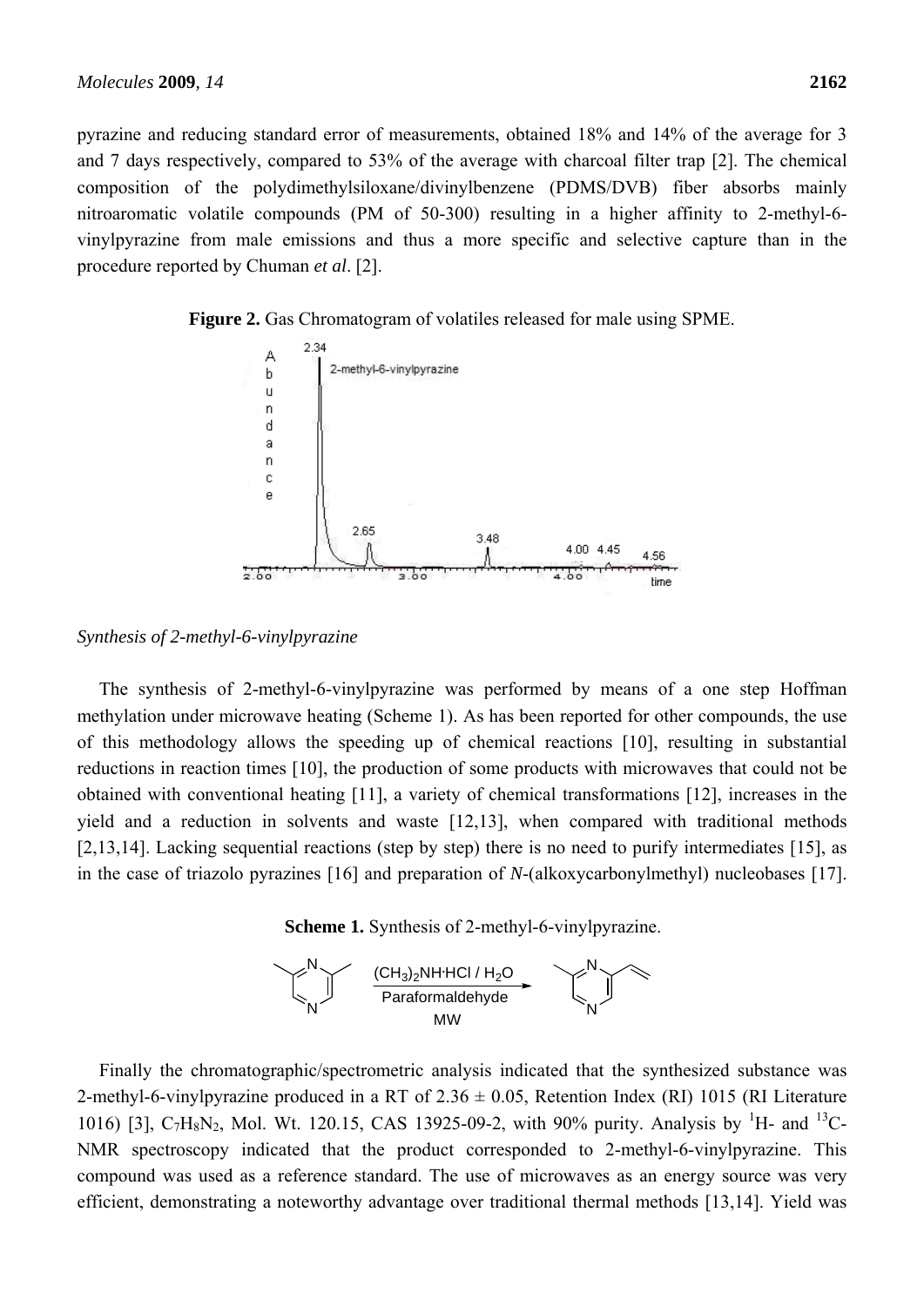pyrazine and reducing standard error of measurements, obtained 18% and 14% of the average for 3 and 7 days respectively, compared to 53% of the average with charcoal filter trap [2]. The chemical composition of the polydimethylsiloxane/divinylbenzene (PDMS/DVB) fiber absorbs mainly nitroaromatic volatile compounds (PM of 50-300) resulting in a higher affinity to 2-methyl-6-vinylpyrazine from male emissions and thus a more specific and selective capture than in the procedure reported by Chuman *et al*. [2].

**Figure 2.** Gas Chromatogram of volatiles released for male using SPME.

*Synthesis of 2-methyl-6-vinylpyrazine*

The synthesis of 2-methyl-6-vinylpyrazine was performed by means of a one step Hoffman methylation under microwave heating (Scheme 1). As has been reported for other compounds, the use of this methodology allows the speeding up of chemical reactions [10], resulting in substantial reductions in reaction times [10], the production of some products with microwaves that could not be obtained with conventional heating [11], a variety of chemical transformations [12], increases in the yield and a reduction in solvents and waste [12,13], when compared with traditional methods [2,13,14]. Lacking sequential reactions (step by step) there is no need to purify intermediates [15], as in the case of triazolo pyrazines [16] and preparation of *N*-(alkoxycarbonylmethyl) nucleobases [17].

**Scheme 1.** Synthesis of 2-methyl-6-vinylpyrazine.

$(CH_3)_2NH{\cdot}HCl$ / $H_2O$, Paraformaldehyde, MW

Finally the chromatographic/spectrometric analysis indicated that the synthesized substance was 2-methyl-6-vinylpyrazine produced in a RT of 2.36 ± 0.05, Retention Index (RI) 1015 (RI Literature 1016) [3], $C_7H_8N_2$, Mol. Wt. 120.15, CAS 13925-09-2, with 90% purity. Analysis by $^1$H- and $^{13}$C-NMR spectroscopy indicated that the product corresponded to 2-methyl-6-vinylpyrazine. This compound was used as a reference standard. The use of microwaves as an energy source was very efficient, demonstrating a noteworthy advantage over traditional thermal methods [13,14]. Yield was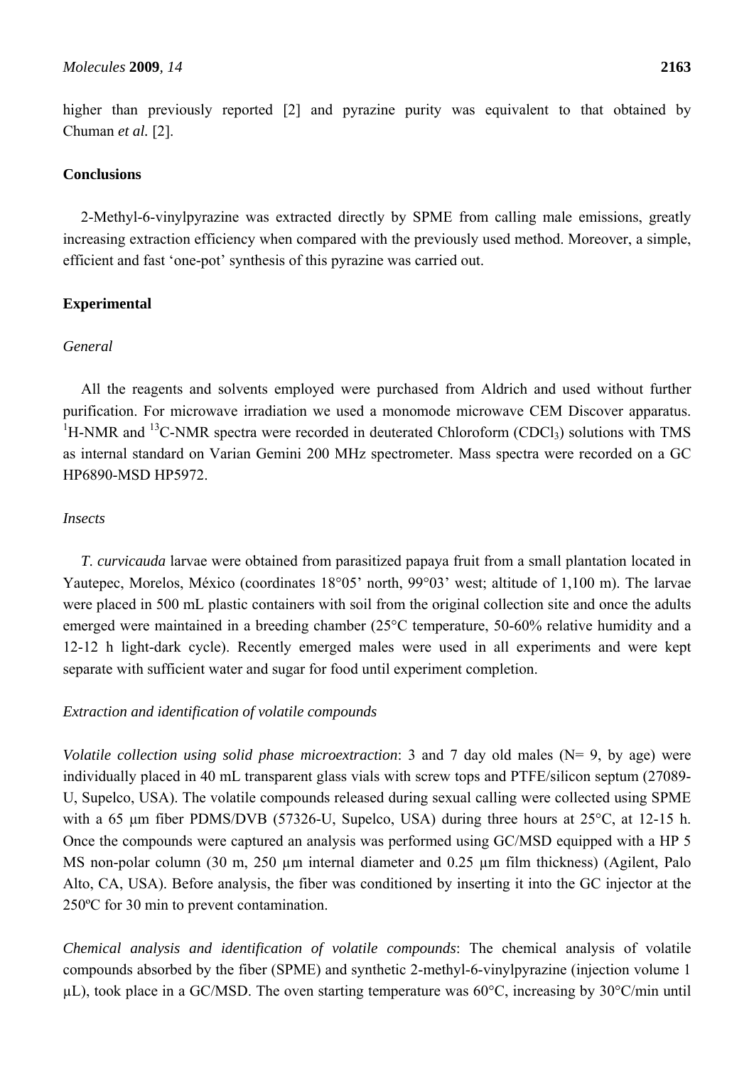higher than previously reported [2] and pyrazine purity was equivalent to that obtained by Chuman *et al.* [2].

## Conclusions

2-Methyl-6-vinylpyrazine was extracted directly by SPME from calling male emissions, greatly increasing extraction efficiency when compared with the previously used method. Moreover, a simple, efficient and fast 'one-pot' synthesis of this pyrazine was carried out.

## Experimental

### *General*

All the reagents and solvents employed were purchased from Aldrich and used without further purification. For microwave irradiation we used a monomode microwave CEM Discover apparatus. $^{1}$H-NMR and $^{13}$C-NMR spectra were recorded in deuterated Chloroform ($CDCl_3$) solutions with TMS as internal standard on Varian Gemini 200 MHz spectrometer. Mass spectra were recorded on a GC HP6890-MSD HP5972.

### *Insects*

*T. curvicauda* larvae were obtained from parasitized papaya fruit from a small plantation located in Yautepec, Morelos, México (coordinates 18°05' north, 99°03' west; altitude of 1,100 m). The larvae were placed in 500 mL plastic containers with soil from the original collection site and once the adults emerged were maintained in a breeding chamber (25°C temperature, 50-60% relative humidity and a 12-12 h light-dark cycle). Recently emerged males were used in all experiments and were kept separate with sufficient water and sugar for food until experiment completion.

### *Extraction and identification of volatile compounds*

*Volatile collection using solid phase microextraction*: 3 and 7 day old males (N= 9, by age) were individually placed in 40 mL transparent glass vials with screw tops and PTFE/silicon septum (27089-U, Supelco, USA). The volatile compounds released during sexual calling were collected using SPME with a 65 µm fiber PDMS/DVB (57326-U, Supelco, USA) during three hours at 25°C, at 12-15 h. Once the compounds were captured an analysis was performed using GC/MSD equipped with a HP 5 MS non-polar column (30 m, 250 µm internal diameter and 0.25 µm film thickness) (Agilent, Palo Alto, CA, USA). Before analysis, the fiber was conditioned by inserting it into the GC injector at the 250ºC for 30 min to prevent contamination.

*Chemical analysis and identification of volatile compounds*: The chemical analysis of volatile compounds absorbed by the fiber (SPME) and synthetic 2-methyl-6-vinylpyrazine (injection volume 1 µL), took place in a GC/MSD. The oven starting temperature was 60°C, increasing by 30°C/min until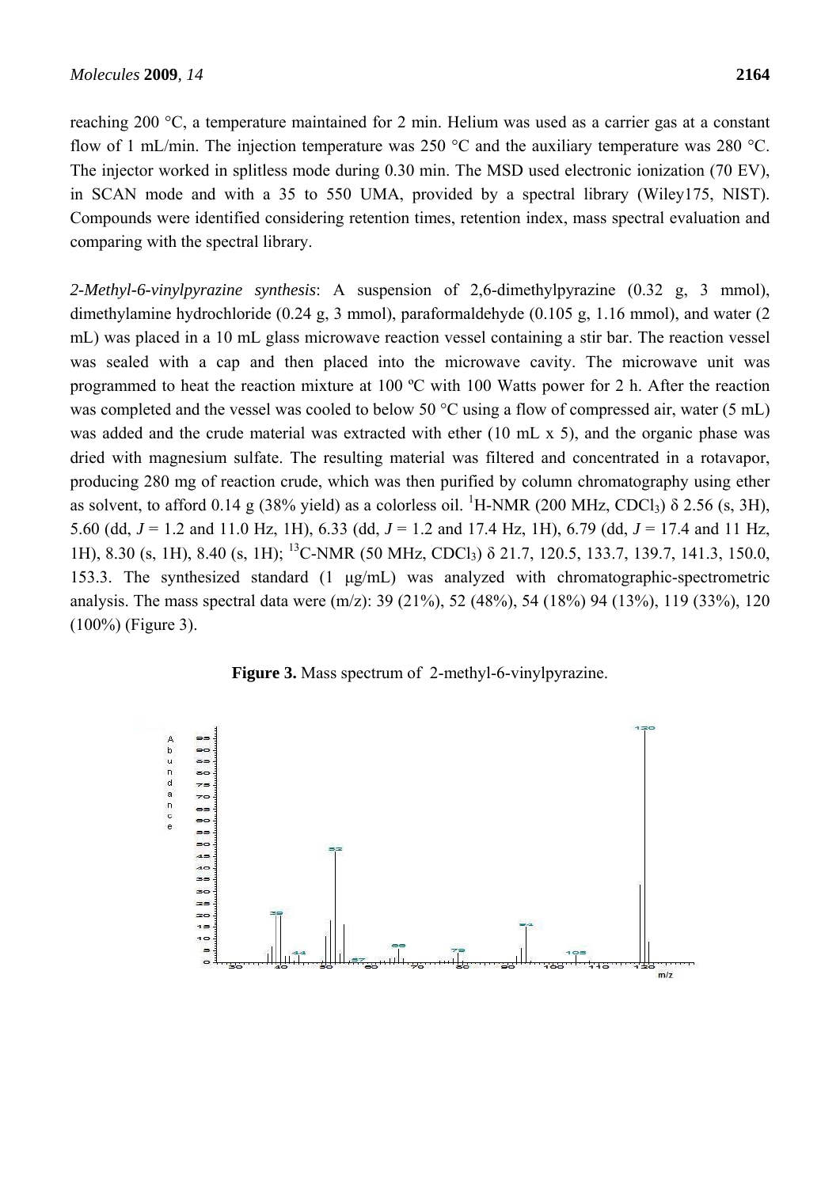reaching 200 °C, a temperature maintained for 2 min. Helium was used as a carrier gas at a constant flow of 1 mL/min. The injection temperature was 250 °C and the auxiliary temperature was 280 °C. The injector worked in splitless mode during 0.30 min. The MSD used electronic ionization (70 EV), in SCAN mode and with a 35 to 550 UMA, provided by a spectral library (Wiley175, NIST). Compounds were identified considering retention times, retention index, mass spectral evaluation and comparing with the spectral library.

*2-Methyl-6-vinylpyrazine synthesis*: A suspension of 2,6-dimethylpyrazine (0.32 g, 3 mmol), dimethylamine hydrochloride (0.24 g, 3 mmol), paraformaldehyde (0.105 g, 1.16 mmol), and water (2 mL) was placed in a 10 mL glass microwave reaction vessel containing a stir bar. The reaction vessel was sealed with a cap and then placed into the microwave cavity. The microwave unit was programmed to heat the reaction mixture at 100 ºC with 100 Watts power for 2 h. After the reaction was completed and the vessel was cooled to below 50 °C using a flow of compressed air, water (5 mL) was added and the crude material was extracted with ether (10 mL x 5), and the organic phase was dried with magnesium sulfate. The resulting material was filtered and concentrated in a rotavapor, producing 280 mg of reaction crude, which was then purified by column chromatography using ether as solvent, to afford 0.14 g (38% yield) as a colorless oil. $^{1}$H-NMR (200 MHz, $CDCl_3$) δ 2.56 (s, 3H), 5.60 (dd, *J* = 1.2 and 11.0 Hz, 1H), 6.33 (dd, *J* = 1.2 and 17.4 Hz, 1H), 6.79 (dd, *J* = 17.4 and 11 Hz, 1H), 8.30 (s, 1H), 8.40 (s, 1H); $^{13}$C-NMR (50 MHz, $CDCl_3$) δ 21.7, 120.5, 133.7, 139.7, 141.3, 150.0, 153.3. The synthesized standard (1 μg/mL) was analyzed with chromatographic-spectrometric analysis. The mass spectral data were (m/z): 39 (21%), 52 (48%), 54 (18%) 94 (13%), 119 (33%), 120 (100%) (Figure 3).

**Figure 3.** Mass spectrum of 2-methyl-6-vinylpyrazine.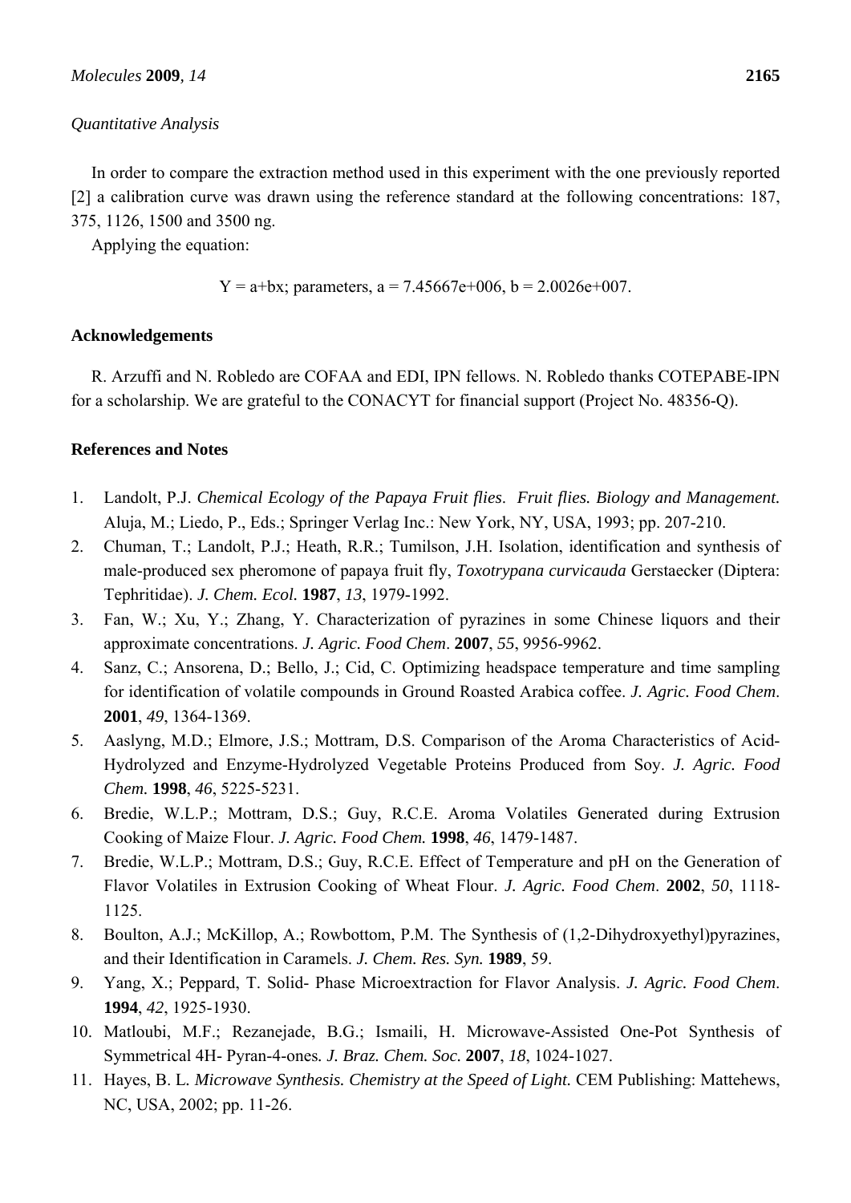*Quantitative Analysis*

In order to compare the extraction method used in this experiment with the one previously reported [2] a calibration curve was drawn using the reference standard at the following concentrations: 187, 375, 1126, 1500 and 3500 ng.

Applying the equation:

$$Y = a+bx; \text{ parameters, } a = 7.45667e+006,\ b = 2.0026e+007.$$

## Acknowledgements

R. Arzuffi and N. Robledo are COFAA and EDI, IPN fellows. N. Robledo thanks COTEPABE-IPN for a scholarship. We are grateful to the CONACYT for financial support (Project No. 48356-Q).

## References and Notes

1. Landolt, P.J. *Chemical Ecology of the Papaya Fruit flies. Fruit flies. Biology and Management.* Aluja, M.; Liedo, P., Eds.; Springer Verlag Inc.: New York, NY, USA, 1993; pp. 207-210.
2. Chuman, T.; Landolt, P.J.; Heath, R.R.; Tumilson, J.H. Isolation, identification and synthesis of male-produced sex pheromone of papaya fruit fly, *Toxotrypana curvicauda* Gerstaecker (Diptera: Tephritidae). *J. Chem. Ecol.* **1987**, *13*, 1979-1992.
3. Fan, W.; Xu, Y.; Zhang, Y. Characterization of pyrazines in some Chinese liquors and their approximate concentrations. *J. Agric. Food Chem*. **2007**, *55*, 9956-9962.
4. Sanz, C.; Ansorena, D.; Bello, J.; Cid, C. Optimizing headspace temperature and time sampling for identification of volatile compounds in Ground Roasted Arabica coffee. *J. Agric. Food Chem*. **2001**, *49*, 1364-1369.
5. Aaslyng, M.D.; Elmore, J.S.; Mottram, D.S. Comparison of the Aroma Characteristics of Acid-Hydrolyzed and Enzyme-Hydrolyzed Vegetable Proteins Produced from Soy. *J. Agric. Food Chem.* **1998**, *46*, 5225-5231.
6. Bredie, W.L.P.; Mottram, D.S.; Guy, R.C.E. Aroma Volatiles Generated during Extrusion Cooking of Maize Flour. *J. Agric. Food Chem.* **1998**, *46*, 1479-1487.
7. Bredie, W.L.P.; Mottram, D.S.; Guy, R.C.E. Effect of Temperature and pH on the Generation of Flavor Volatiles in Extrusion Cooking of Wheat Flour. *J. Agric. Food Chem*. **2002**, *50*, 1118-1125.
8. Boulton, A.J.; McKillop, A.; Rowbottom, P.M. The Synthesis of (1,2-Dihydroxyethyl)pyrazines, and their Identification in Caramels. *J. Chem. Res. Syn.* **1989**, 59.
9. Yang, X.; Peppard, T. Solid- Phase Microextraction for Flavor Analysis. *J. Agric. Food Chem*. **1994**, *42*, 1925-1930.
10. Matloubi, M.F.; Rezanejade, B.G.; Ismaili, H. Microwave-Assisted One-Pot Synthesis of Symmetrical 4H- Pyran-4-ones*. J. Braz. Chem. Soc.* **2007**, *18*, 1024-1027.
11. Hayes, B. L. *Microwave Synthesis. Chemistry at the Speed of Light.* CEM Publishing: Mattehews, NC, USA, 2002; pp. 11-26.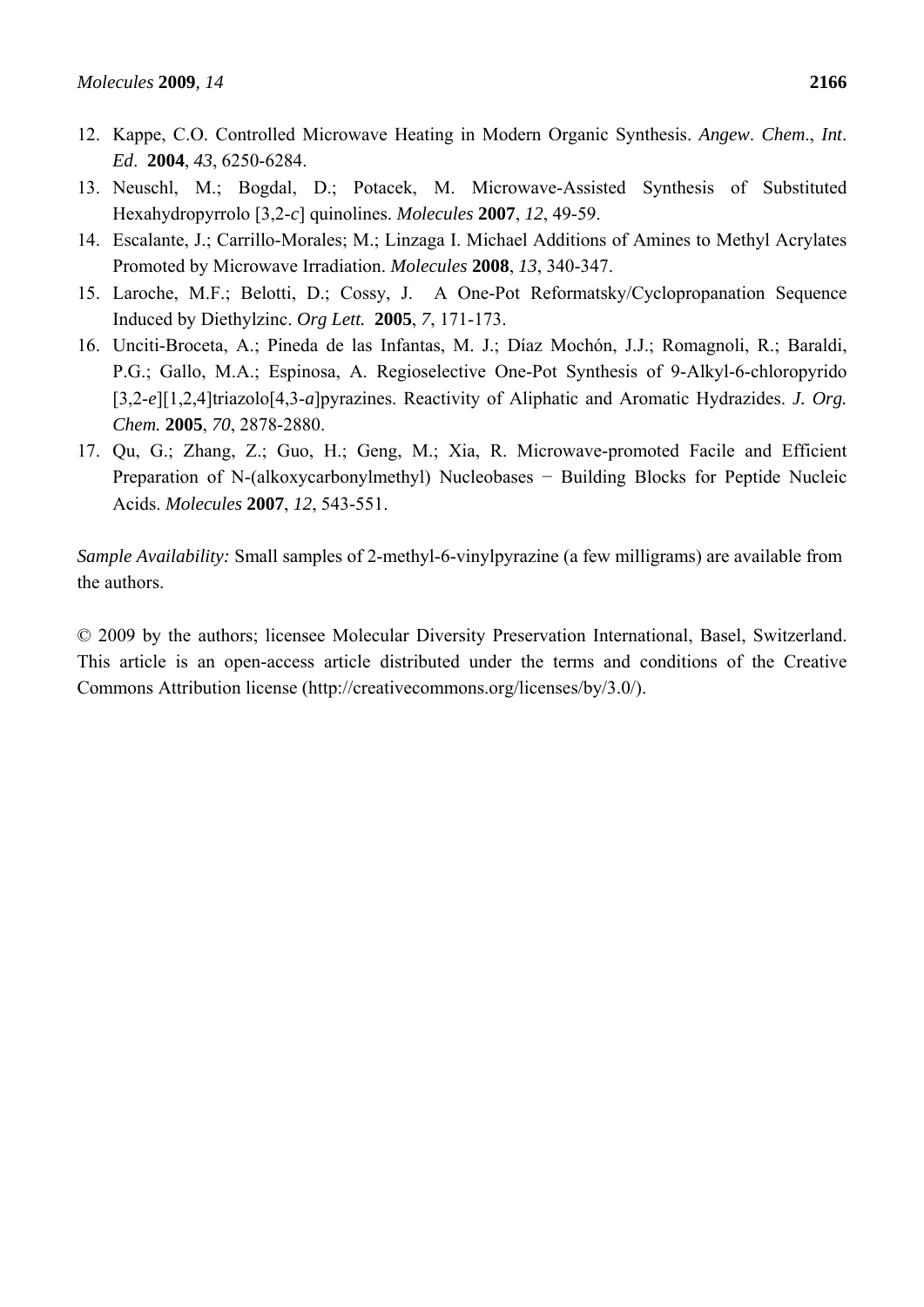12. Kappe, C.O. Controlled Microwave Heating in Modern Organic Synthesis. *Angew*. *Chem*., *Int*. *Ed*. **2004**, *43*, 6250-6284.
13. Neuschl, M.; Bogdal, D.; Potacek, M. Microwave-Assisted Synthesis of Substituted Hexahydropyrrolo [3,2-*c*] quinolines. *Molecules* **2007**, *12*, 49-59.
14. Escalante, J.; Carrillo-Morales; M.; Linzaga I. Michael Additions of Amines to Methyl Acrylates Promoted by Microwave Irradiation. *Molecules* **2008**, *13*, 340-347.
15. Laroche, M.F.; Belotti, D.; Cossy, J. A One-Pot Reformatsky/Cyclopropanation Sequence Induced by Diethylzinc. *Org Lett.* **2005**, *7*, 171-173.
16. Unciti-Broceta, A.; Pineda de las Infantas, M. J.; Díaz Mochón, J.J.; Romagnoli, R.; Baraldi, P.G.; Gallo, M.A.; Espinosa, A. Regioselective One-Pot Synthesis of 9-Alkyl-6-chloropyrido [3,2-*e*][1,2,4]triazolo[4,3-*a*]pyrazines. Reactivity of Aliphatic and Aromatic Hydrazides. *J. Org. Chem.* **2005**, *70*, 2878-2880.
17. Qu, G.; Zhang, Z.; Guo, H.; Geng, M.; Xia, R. Microwave-promoted Facile and Efficient Preparation of N-(alkoxycarbonylmethyl) Nucleobases − Building Blocks for Peptide Nucleic Acids. *Molecules* **2007**, *12*, 543-551.

*Sample Availability:* Small samples of 2-methyl-6-vinylpyrazine (a few milligrams) are available from the authors.

© 2009 by the authors; licensee Molecular Diversity Preservation International, Basel, Switzerland. This article is an open-access article distributed under the terms and conditions of the Creative Commons Attribution license (http://creativecommons.org/licenses/by/3.0/).